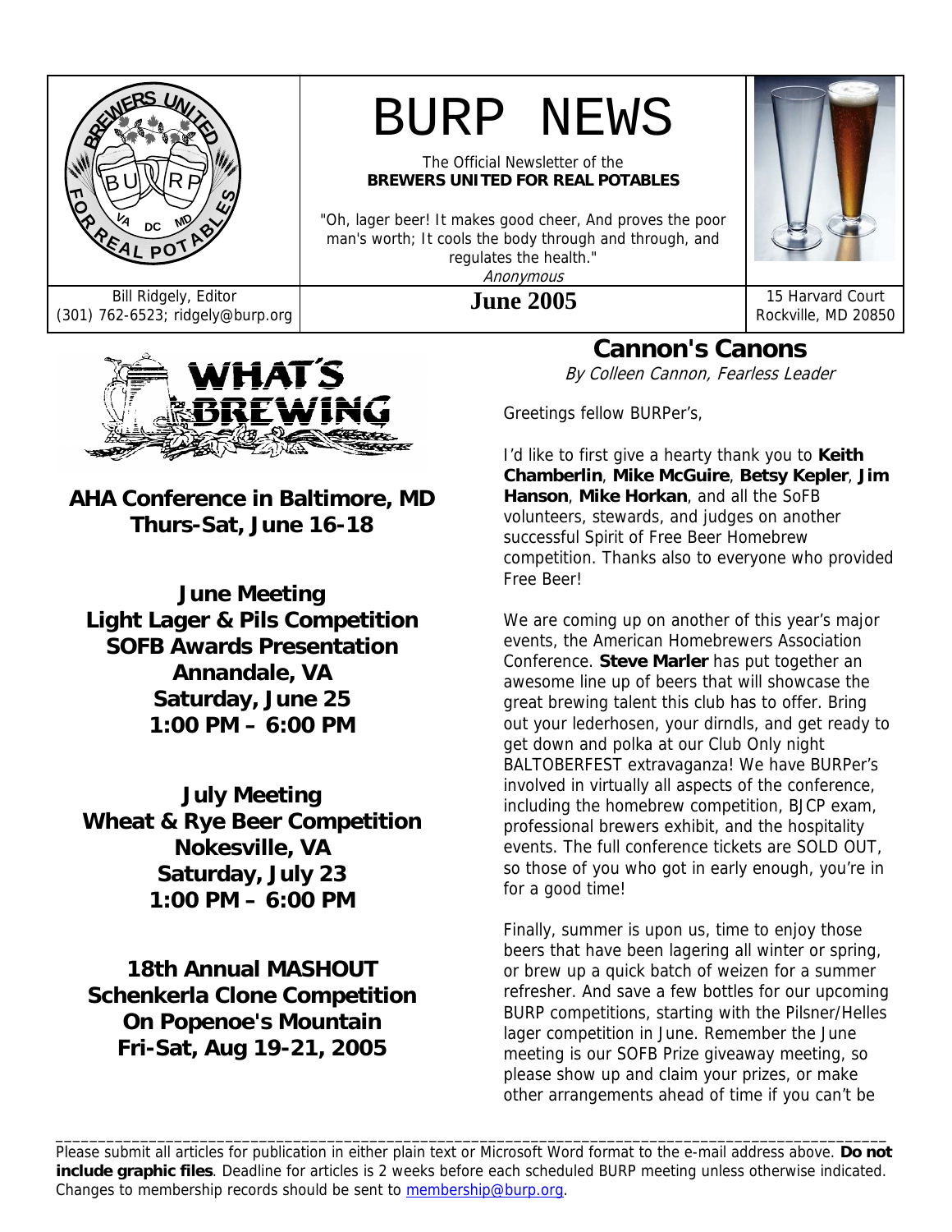# BURP NEWS

The Official Newsletter of the
**BREWERS UNITED FOR REAL POTABLES**

"Oh, lager beer! It makes good cheer, And proves the poor man's worth; It cools the body through and through, and regulates the health."
*Anonymous*

Bill Ridgely, Editor
(301) 762-6523; ridgely@burp.org

**June 2005**

15 Harvard Court
Rockville, MD 20850

## WHAT'S BREWING

**AHA Conference in Baltimore, MD**
**Thurs-Sat, June 16-18**

**June Meeting**
**Light Lager & Pils Competition**
**SOFB Awards Presentation**
**Annandale, VA**
**Saturday, June 25**
**1:00 PM – 6:00 PM**

**July Meeting**
**Wheat & Rye Beer Competition**
**Nokesville, VA**
**Saturday, July 23**
**1:00 PM – 6:00 PM**

**18th Annual MASHOUT**
**Schenkerla Clone Competition**
**On Popenoe's Mountain**
**Fri-Sat, Aug 19-21, 2005**

## Cannon's Canons

*By Colleen Cannon, Fearless Leader*

Greetings fellow BURPer's,

I'd like to first give a hearty thank you to **Keith Chamberlin**, **Mike McGuire**, **Betsy Kepler**, **Jim Hanson**, **Mike Horkan**, and all the SoFB volunteers, stewards, and judges on another successful Spirit of Free Beer Homebrew competition. Thanks also to everyone who provided Free Beer!

We are coming up on another of this year's major events, the American Homebrewers Association Conference. **Steve Marler** has put together an awesome line up of beers that will showcase the great brewing talent this club has to offer. Bring out your lederhosen, your dirndls, and get ready to get down and polka at our Club Only night BALTOBERFEST extravaganza! We have BURPer's involved in virtually all aspects of the conference, including the homebrew competition, BJCP exam, professional brewers exhibit, and the hospitality events. The full conference tickets are SOLD OUT, so those of you who got in early enough, you're in for a good time!

Finally, summer is upon us, time to enjoy those beers that have been lagering all winter or spring, or brew up a quick batch of weizen for a summer refresher. And save a few bottles for our upcoming BURP competitions, starting with the Pilsner/Helles lager competition in June. Remember the June meeting is our SOFB Prize giveaway meeting, so please show up and claim your prizes, or make other arrangements ahead of time if you can't be

---

Please submit all articles for publication in either plain text or Microsoft Word format to the e-mail address above. **Do not include graphic files**. Deadline for articles is 2 weeks before each scheduled BURP meeting unless otherwise indicated. Changes to membership records should be sent to membership@burp.org.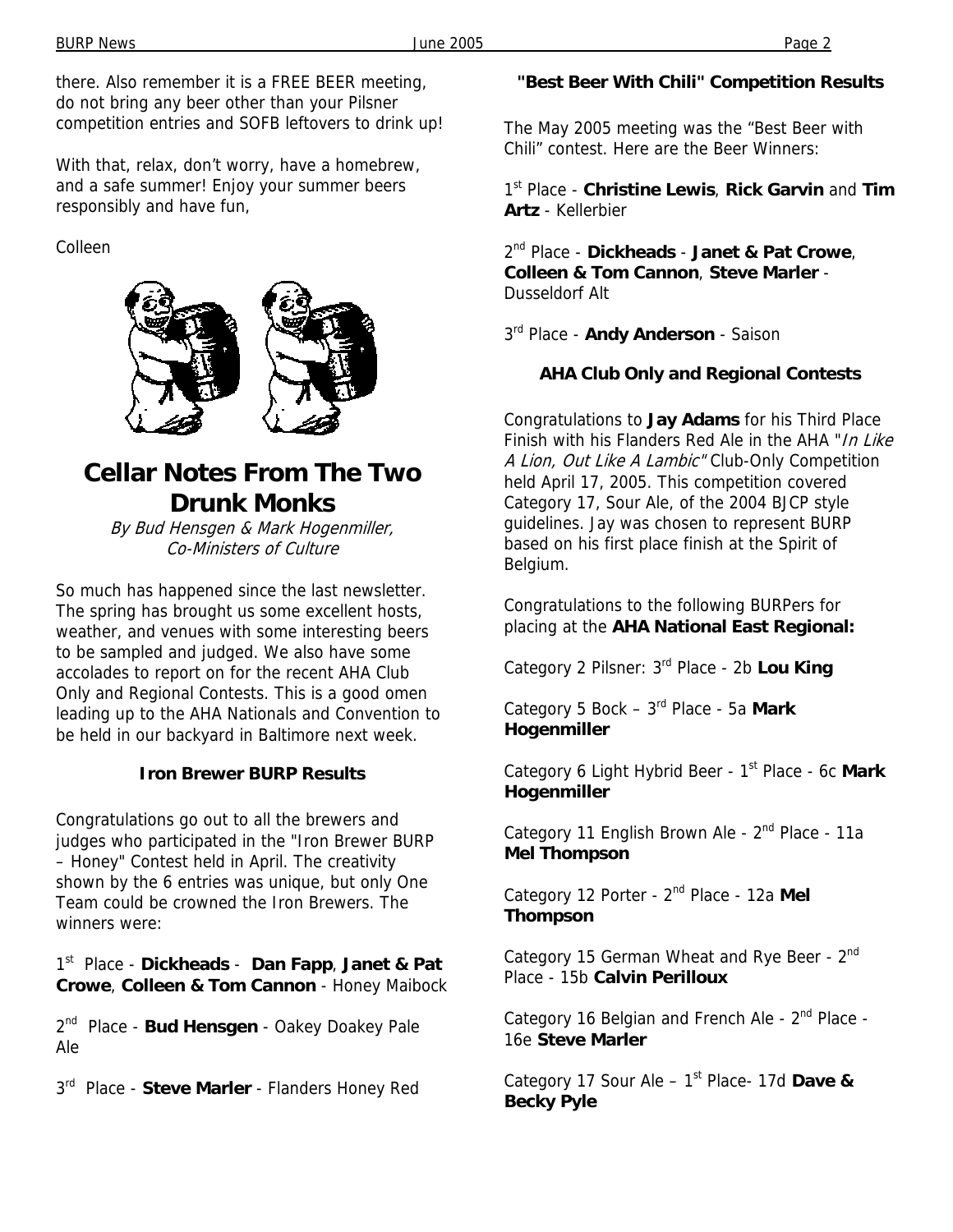there. Also remember it is a FREE BEER meeting, do not bring any beer other than your Pilsner competition entries and SOFB leftovers to drink up!

With that, relax, don't worry, have a homebrew, and a safe summer! Enjoy your summer beers responsibly and have fun,

Colleen

# Cellar Notes From The Two Drunk Monks

*By Bud Hensgen & Mark Hogenmiller, Co-Ministers of Culture*

So much has happened since the last newsletter. The spring has brought us some excellent hosts, weather, and venues with some interesting beers to be sampled and judged. We also have some accolades to report on for the recent AHA Club Only and Regional Contests. This is a good omen leading up to the AHA Nationals and Convention to be held in our backyard in Baltimore next week.

### Iron Brewer BURP Results

Congratulations go out to all the brewers and judges who participated in the "Iron Brewer BURP – Honey" Contest held in April. The creativity shown by the 6 entries was unique, but only One Team could be crowned the Iron Brewers. The winners were:

1st Place - **Dickheads** - **Dan Fapp**, **Janet & Pat Crowe**, **Colleen & Tom Cannon** - Honey Maibock

2nd Place - **Bud Hensgen** - Oakey Doakey Pale Ale

3rd Place - **Steve Marler** - Flanders Honey Red

### "Best Beer With Chili" Competition Results

The May 2005 meeting was the "Best Beer with Chili" contest. Here are the Beer Winners:

1st Place - **Christine Lewis**, **Rick Garvin** and **Tim Artz** - Kellerbier

2nd Place - **Dickheads** - **Janet & Pat Crowe**, **Colleen & Tom Cannon**, **Steve Marler** - Dusseldorf Alt

3rd Place - **Andy Anderson** - Saison

### AHA Club Only and Regional Contests

Congratulations to **Jay Adams** for his Third Place Finish with his Flanders Red Ale in the AHA "*In Like A Lion, Out Like A Lambic*" Club-Only Competition held April 17, 2005. This competition covered Category 17, Sour Ale, of the 2004 BJCP style guidelines. Jay was chosen to represent BURP based on his first place finish at the Spirit of Belgium.

Congratulations to the following BURPers for placing at the **AHA National East Regional:**

Category 2 Pilsner: 3rd Place - 2b **Lou King**

Category 5 Bock – 3rd Place - 5a **Mark Hogenmiller**

Category 6 Light Hybrid Beer - 1st Place - 6c **Mark Hogenmiller**

Category 11 English Brown Ale - 2nd Place - 11a **Mel Thompson**

Category 12 Porter - 2nd Place - 12a **Mel Thompson**

Category 15 German Wheat and Rye Beer - 2nd Place - 15b **Calvin Perilloux**

Category 16 Belgian and French Ale - 2nd Place - 16e **Steve Marler**

Category 17 Sour Ale – 1st Place- 17d **Dave & Becky Pyle**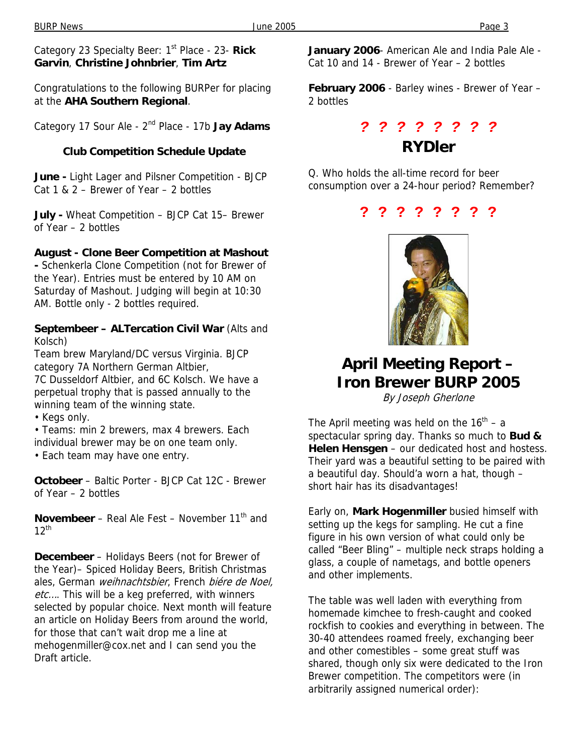Category 23 Specialty Beer: 1st Place - 23- **Rick Garvin**, **Christine Johnbrier**, **Tim Artz**

Congratulations to the following BURPer for placing at the **AHA Southern Regional**.

Category 17 Sour Ale - 2nd Place - 17b **Jay Adams**

### Club Competition Schedule Update

**June -** Light Lager and Pilsner Competition - BJCP Cat 1 & 2 – Brewer of Year – 2 bottles

**July -** Wheat Competition – BJCP Cat 15– Brewer of Year – 2 bottles

**August - Clone Beer Competition at Mashout -** Schenkerla Clone Competition (not for Brewer of the Year). Entries must be entered by 10 AM on Saturday of Mashout. Judging will begin at 10:30 AM. Bottle only - 2 bottles required.

**Septembeer – ALTercation Civil War** (Alts and Kolsch)
Team brew Maryland/DC versus Virginia. BJCP category 7A Northern German Altbier, 7C Dusseldorf Altbier, and 6C Kolsch. We have a perpetual trophy that is passed annually to the winning team of the winning state.

- Kegs only.
- Teams: min 2 brewers, max 4 brewers. Each individual brewer may be on one team only.
- Each team may have one entry.

**Octobeer** – Baltic Porter - BJCP Cat 12C - Brewer of Year – 2 bottles

**Novembeer** – Real Ale Fest – November 11th and 12th

**Decembeer** – Holidays Beers (not for Brewer of the Year)– Spiced Holiday Beers, British Christmas ales, German *weihnachtsbier*, French *biére de Noel, etc*…. This will be a keg preferred, with winners selected by popular choice. Next month will feature an article on Holiday Beers from around the world, for those that can't wait drop me a line at mehogenmiller@cox.net and I can send you the Draft article.

**January 2006**- American Ale and India Pale Ale - Cat 10 and 14 - Brewer of Year – 2 bottles

**February 2006** - Barley wines - Brewer of Year – 2 bottles

**? ? ? ? ? ? ? ?**

## RYDler

Q. Who holds the all-time record for beer consumption over a 24-hour period? Remember?

**? ? ? ? ? ? ? ?**

## April Meeting Report – Iron Brewer BURP 2005

*By Joseph Gherlone*

The April meeting was held on the 16th – a spectacular spring day. Thanks so much to **Bud & Helen Hensgen** – our dedicated host and hostess. Their yard was a beautiful setting to be paired with a beautiful day. Should'a worn a hat, though – short hair has its disadvantages!

Early on, **Mark Hogenmiller** busied himself with setting up the kegs for sampling. He cut a fine figure in his own version of what could only be called "Beer Bling" – multiple neck straps holding a glass, a couple of nametags, and bottle openers and other implements.

The table was well laden with everything from homemade kimchee to fresh-caught and cooked rockfish to cookies and everything in between. The 30-40 attendees roamed freely, exchanging beer and other comestibles – some great stuff was shared, though only six were dedicated to the Iron Brewer competition. The competitors were (in arbitrarily assigned numerical order):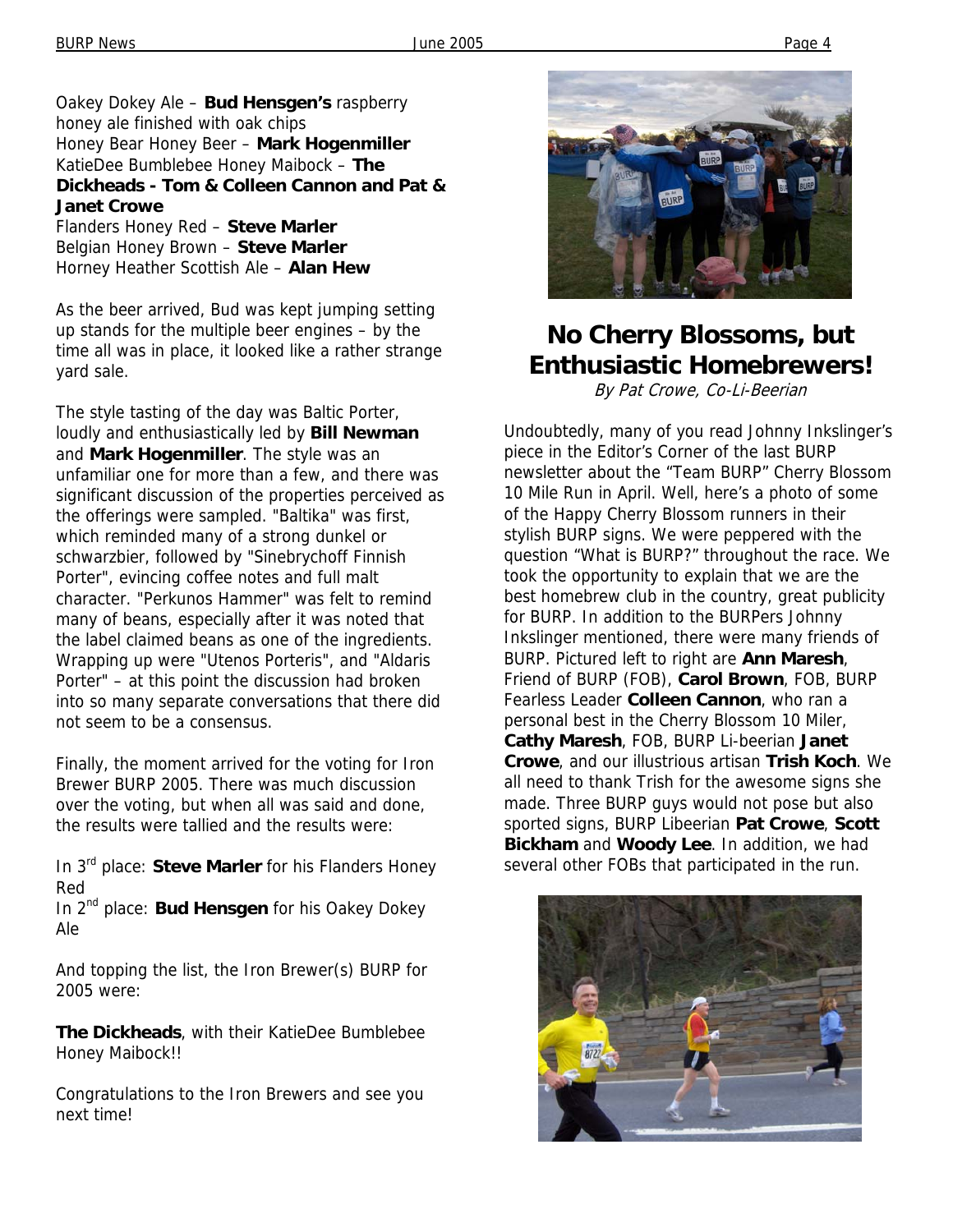Oakey Dokey Ale – **Bud Hensgen's** raspberry honey ale finished with oak chips
Honey Bear Honey Beer – **Mark Hogenmiller**
KatieDee Bumblebee Honey Maibock – **The Dickheads - Tom & Colleen Cannon and Pat & Janet Crowe**
Flanders Honey Red – **Steve Marler**
Belgian Honey Brown – **Steve Marler**
Horney Heather Scottish Ale – **Alan Hew**

As the beer arrived, Bud was kept jumping setting up stands for the multiple beer engines – by the time all was in place, it looked like a rather strange yard sale.

The style tasting of the day was Baltic Porter, loudly and enthusiastically led by **Bill Newman** and **Mark Hogenmiller**. The style was an unfamiliar one for more than a few, and there was significant discussion of the properties perceived as the offerings were sampled. "Baltika" was first, which reminded many of a strong dunkel or schwarzbier, followed by "Sinebrychoff Finnish Porter", evincing coffee notes and full malt character. "Perkunos Hammer" was felt to remind many of beans, especially after it was noted that the label claimed beans as one of the ingredients. Wrapping up were "Utenos Porteris", and "Aldaris Porter" – at this point the discussion had broken into so many separate conversations that there did not seem to be a consensus.

Finally, the moment arrived for the voting for Iron Brewer BURP 2005. There was much discussion over the voting, but when all was said and done, the results were tallied and the results were:

In 3rd place: **Steve Marler** for his Flanders Honey Red
In 2nd place: **Bud Hensgen** for his Oakey Dokey Ale

And topping the list, the Iron Brewer(s) BURP for 2005 were:

**The Dickheads**, with their KatieDee Bumblebee Honey Maibock!!

Congratulations to the Iron Brewers and see you next time!

# No Cherry Blossoms, but Enthusiastic Homebrewers!

*By Pat Crowe, Co-Li-Beerian*

Undoubtedly, many of you read Johnny Inkslinger's piece in the Editor's Corner of the last BURP newsletter about the "Team BURP" Cherry Blossom 10 Mile Run in April. Well, here's a photo of some of the Happy Cherry Blossom runners in their stylish BURP signs. We were peppered with the question "What is BURP?" throughout the race. We took the opportunity to explain that we are the best homebrew club in the country, great publicity for BURP. In addition to the BURPers Johnny Inkslinger mentioned, there were many friends of BURP. Pictured left to right are **Ann Maresh**, Friend of BURP (FOB), **Carol Brown**, FOB, BURP Fearless Leader **Colleen Cannon**, who ran a personal best in the Cherry Blossom 10 Miler, **Cathy Maresh**, FOB, BURP Li-beerian **Janet Crowe**, and our illustrious artisan **Trish Koch**. We all need to thank Trish for the awesome signs she made. Three BURP guys would not pose but also sported signs, BURP Libeerian **Pat Crowe**, **Scott Bickham** and **Woody Lee**. In addition, we had several other FOBs that participated in the run.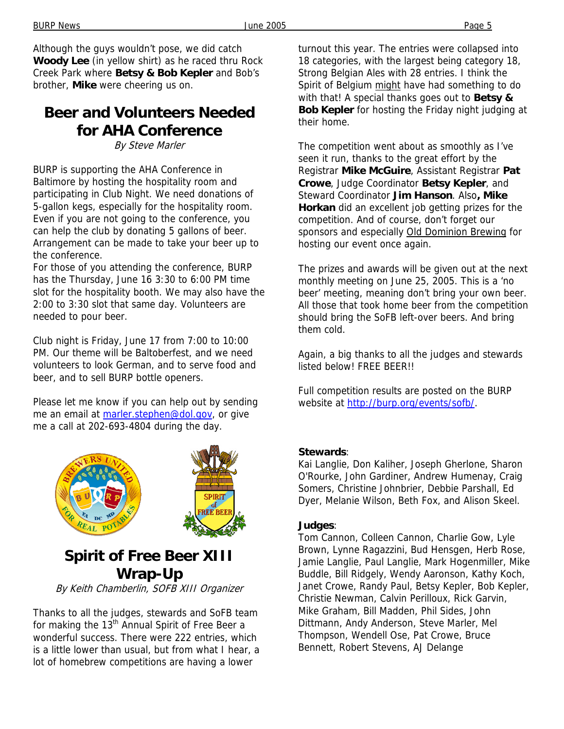Although the guys wouldn't pose, we did catch **Woody Lee** (in yellow shirt) as he raced thru Rock Creek Park where **Betsy & Bob Kepler** and Bob's brother, **Mike** were cheering us on.

# Beer and Volunteers Needed for AHA Conference

*By Steve Marler*

BURP is supporting the AHA Conference in Baltimore by hosting the hospitality room and participating in Club Night. We need donations of 5-gallon kegs, especially for the hospitality room. Even if you are not going to the conference, you can help the club by donating 5 gallons of beer. Arrangement can be made to take your beer up to the conference.

For those of you attending the conference, BURP has the Thursday, June 16 3:30 to 6:00 PM time slot for the hospitality booth. We may also have the 2:00 to 3:30 slot that same day. Volunteers are needed to pour beer.

Club night is Friday, June 17 from 7:00 to 10:00 PM. Our theme will be Baltoberfest, and we need volunteers to look German, and to serve food and beer, and to sell BURP bottle openers.

Please let me know if you can help out by sending me an email at marler.stephen@dol.gov, or give me a call at 202-693-4804 during the day.

# Spirit of Free Beer XIII Wrap-Up

*By Keith Chamberlin, SOFB XIII Organizer*

Thanks to all the judges, stewards and SoFB team for making the 13th Annual Spirit of Free Beer a wonderful success. There were 222 entries, which is a little lower than usual, but from what I hear, a lot of homebrew competitions are having a lower turnout this year. The entries were collapsed into 18 categories, with the largest being category 18, Strong Belgian Ales with 28 entries. I think the Spirit of Belgium might have had something to do with that! A special thanks goes out to **Betsy & Bob Kepler** for hosting the Friday night judging at their home.

The competition went about as smoothly as I've seen it run, thanks to the great effort by the Registrar **Mike McGuire**, Assistant Registrar **Pat Crowe**, Judge Coordinator **Betsy Kepler**, and Steward Coordinator **Jim Hanson**. Also**, Mike Horkan** did an excellent job getting prizes for the competition. And of course, don't forget our sponsors and especially Old Dominion Brewing for hosting our event once again.

The prizes and awards will be given out at the next monthly meeting on June 25, 2005. This is a 'no beer' meeting, meaning don't bring your own beer. All those that took home beer from the competition should bring the SoFB left-over beers. And bring them cold.

Again, a big thanks to all the judges and stewards listed below! FREE BEER!!

Full competition results are posted on the BURP website at http://burp.org/events/sofb/.

**Stewards**:
Kai Langlie, Don Kaliher, Joseph Gherlone, Sharon O'Rourke, John Gardiner, Andrew Humenay, Craig Somers, Christine Johnbrier, Debbie Parshall, Ed Dyer, Melanie Wilson, Beth Fox, and Alison Skeel.

**Judges**:
Tom Cannon, Colleen Cannon, Charlie Gow, Lyle Brown, Lynne Ragazzini, Bud Hensgen, Herb Rose, Jamie Langlie, Paul Langlie, Mark Hogenmiller, Mike Buddle, Bill Ridgely, Wendy Aaronson, Kathy Koch, Janet Crowe, Randy Paul, Betsy Kepler, Bob Kepler, Christie Newman, Calvin Perilloux, Rick Garvin, Mike Graham, Bill Madden, Phil Sides, John Dittmann, Andy Anderson, Steve Marler, Mel Thompson, Wendell Ose, Pat Crowe, Bruce Bennett, Robert Stevens, AJ Delange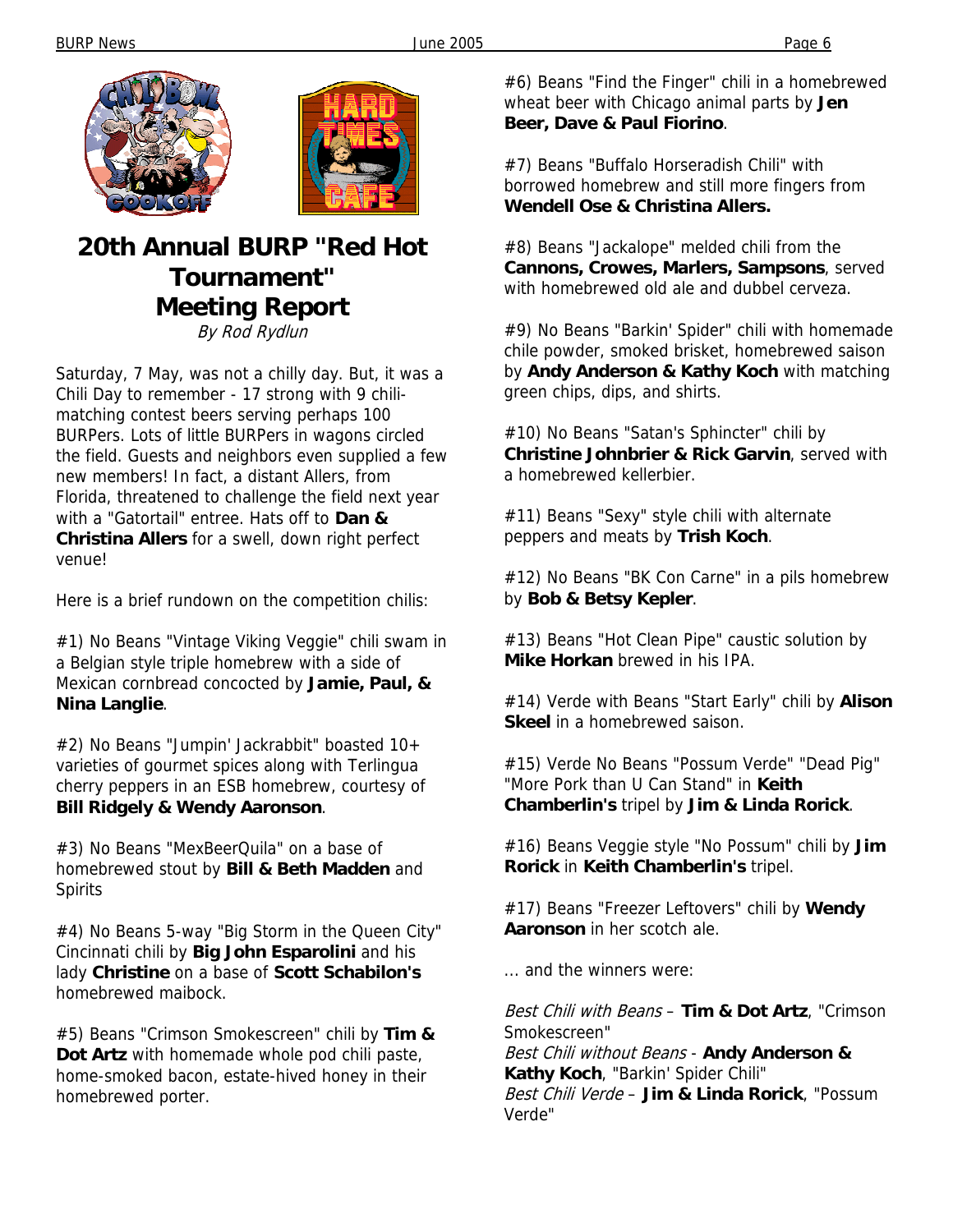# 20th Annual BURP "Red Hot Tournament" Meeting Report

*By Rod Rydlun*

Saturday, 7 May, was not a chilly day. But, it was a Chili Day to remember - 17 strong with 9 chili-matching contest beers serving perhaps 100 BURPers. Lots of little BURPers in wagons circled the field. Guests and neighbors even supplied a few new members! In fact, a distant Allers, from Florida, threatened to challenge the field next year with a "Gatortail" entree. Hats off to **Dan & Christina Allers** for a swell, down right perfect venue!

Here is a brief rundown on the competition chilis:

#1) No Beans "Vintage Viking Veggie" chili swam in a Belgian style triple homebrew with a side of Mexican cornbread concocted by **Jamie, Paul, & Nina Langlie**.

#2) No Beans "Jumpin' Jackrabbit" boasted 10+ varieties of gourmet spices along with Terlingua cherry peppers in an ESB homebrew, courtesy of **Bill Ridgely & Wendy Aaronson**.

#3) No Beans "MexBeerQuila" on a base of homebrewed stout by **Bill & Beth Madden** and Spirits

#4) No Beans 5-way "Big Storm in the Queen City" Cincinnati chili by **Big John Esparolini** and his lady **Christine** on a base of **Scott Schabilon's** homebrewed maibock.

#5) Beans "Crimson Smokescreen" chili by **Tim & Dot Artz** with homemade whole pod chili paste, home-smoked bacon, estate-hived honey in their homebrewed porter.

#6) Beans "Find the Finger" chili in a homebrewed wheat beer with Chicago animal parts by **Jen Beer, Dave & Paul Fiorino**.

#7) Beans "Buffalo Horseradish Chili" with borrowed homebrew and still more fingers from **Wendell Ose & Christina Allers.**

#8) Beans "Jackalope" melded chili from the **Cannons, Crowes, Marlers, Sampsons**, served with homebrewed old ale and dubbel cerveza.

#9) No Beans "Barkin' Spider" chili with homemade chile powder, smoked brisket, homebrewed saison by **Andy Anderson & Kathy Koch** with matching green chips, dips, and shirts.

#10) No Beans "Satan's Sphincter" chili by **Christine Johnbrier & Rick Garvin**, served with a homebrewed kellerbier.

#11) Beans "Sexy" style chili with alternate peppers and meats by **Trish Koch**.

#12) No Beans "BK Con Carne" in a pils homebrew by **Bob & Betsy Kepler**.

#13) Beans "Hot Clean Pipe" caustic solution by **Mike Horkan** brewed in his IPA.

#14) Verde with Beans "Start Early" chili by **Alison Skeel** in a homebrewed saison.

#15) Verde No Beans "Possum Verde" "Dead Pig" "More Pork than U Can Stand" in **Keith Chamberlin's** tripel by **Jim & Linda Rorick**.

#16) Beans Veggie style "No Possum" chili by **Jim Rorick** in **Keith Chamberlin's** tripel.

#17) Beans "Freezer Leftovers" chili by **Wendy Aaronson** in her scotch ale.

... and the winners were:

*Best Chili with Beans* – **Tim & Dot Artz**, "Crimson Smokescreen"
*Best Chili without Beans* - **Andy Anderson & Kathy Koch**, "Barkin' Spider Chili"
*Best Chili Verde* – **Jim & Linda Rorick**, "Possum Verde"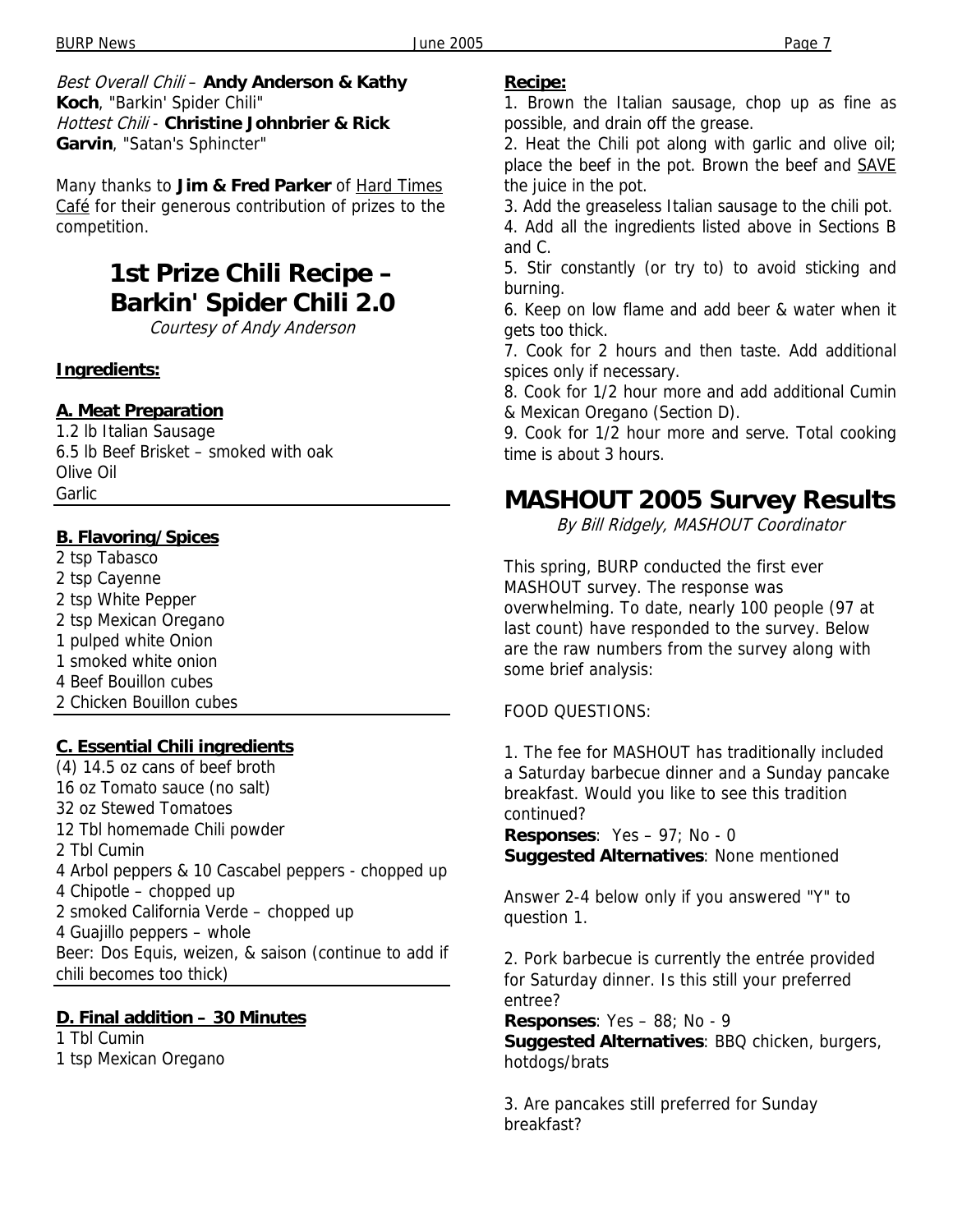*Best Overall Chili* – **Andy Anderson & Kathy Koch**, "Barkin' Spider Chili"
*Hottest Chili* - **Christine Johnbrier & Rick Garvin**, "Satan's Sphincter"

Many thanks to **Jim & Fred Parker** of Hard Times Café for their generous contribution of prizes to the competition.

# 1st Prize Chili Recipe – Barkin' Spider Chili 2.0

*Courtesy of Andy Anderson*

**Ingredients:**

**A. Meat Preparation**

1.2 lb Italian Sausage
6.5 lb Beef Brisket – smoked with oak
Olive Oil
Garlic

**B. Flavoring/Spices**

2 tsp Tabasco
2 tsp Cayenne
2 tsp White Pepper
2 tsp Mexican Oregano
1 pulped white Onion
1 smoked white onion
4 Beef Bouillon cubes
2 Chicken Bouillon cubes

**C. Essential Chili ingredients**

(4) 14.5 oz cans of beef broth
16 oz Tomato sauce (no salt)
32 oz Stewed Tomatoes
12 Tbl homemade Chili powder
2 Tbl Cumin
4 Arbol peppers & 10 Cascabel peppers - chopped up
4 Chipotle – chopped up
2 smoked California Verde – chopped up
4 Guajillo peppers – whole
Beer: Dos Equis, weizen, & saison (continue to add if chili becomes too thick)

**D. Final addition – 30 Minutes**

1 Tbl Cumin
1 tsp Mexican Oregano

**Recipe:**

1. Brown the Italian sausage, chop up as fine as possible, and drain off the grease.
2. Heat the Chili pot along with garlic and olive oil; place the beef in the pot. Brown the beef and SAVE the juice in the pot.
3. Add the greaseless Italian sausage to the chili pot.
4. Add all the ingredients listed above in Sections B and C.
5. Stir constantly (or try to) to avoid sticking and burning.
6. Keep on low flame and add beer & water when it gets too thick.
7. Cook for 2 hours and then taste. Add additional spices only if necessary.
8. Cook for 1/2 hour more and add additional Cumin & Mexican Oregano (Section D).
9. Cook for 1/2 hour more and serve. Total cooking time is about 3 hours.

# MASHOUT 2005 Survey Results

*By Bill Ridgely, MASHOUT Coordinator*

This spring, BURP conducted the first ever MASHOUT survey. The response was overwhelming. To date, nearly 100 people (97 at last count) have responded to the survey. Below are the raw numbers from the survey along with some brief analysis:

FOOD QUESTIONS:

1. The fee for MASHOUT has traditionally included a Saturday barbecue dinner and a Sunday pancake breakfast. Would you like to see this tradition continued?
**Responses**: Yes – 97; No - 0
**Suggested Alternatives**: None mentioned

Answer 2-4 below only if you answered "Y" to question 1.

2. Pork barbecue is currently the entrée provided for Saturday dinner. Is this still your preferred entree?
**Responses**: Yes – 88; No - 9
**Suggested Alternatives**: BBQ chicken, burgers, hotdogs/brats

3. Are pancakes still preferred for Sunday breakfast?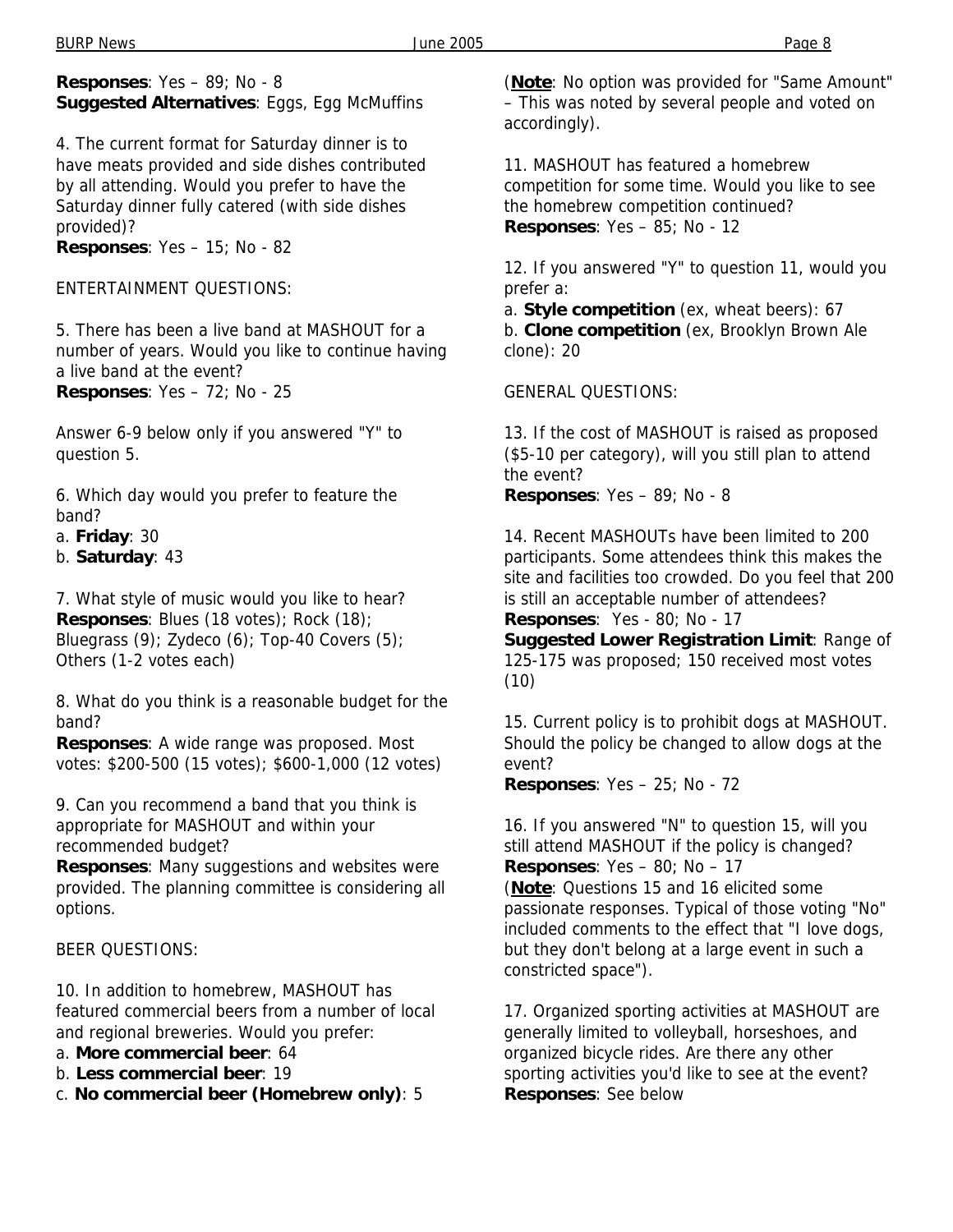**Responses**: Yes – 89; No - 8
**Suggested Alternatives**: Eggs, Egg McMuffins

4. The current format for Saturday dinner is to have meats provided and side dishes contributed by all attending. Would you prefer to have the Saturday dinner fully catered (with side dishes provided)?
**Responses**: Yes – 15; No - 82

ENTERTAINMENT QUESTIONS:

5. There has been a live band at MASHOUT for a number of years. Would you like to continue having a live band at the event?
**Responses**: Yes – 72; No - 25

Answer 6-9 below only if you answered "Y" to question 5.

6. Which day would you prefer to feature the band?
a. **Friday**: 30
b. **Saturday**: 43

7. What style of music would you like to hear?
**Responses**: Blues (18 votes); Rock (18); Bluegrass (9); Zydeco (6); Top-40 Covers (5); Others (1-2 votes each)

8. What do you think is a reasonable budget for the band?
**Responses**: A wide range was proposed. Most votes: $200-500 (15 votes); $600-1,000 (12 votes)

9. Can you recommend a band that you think is appropriate for MASHOUT and within your recommended budget?
**Responses**: Many suggestions and websites were provided. The planning committee is considering all options.

BEER QUESTIONS:

10. In addition to homebrew, MASHOUT has featured commercial beers from a number of local and regional breweries. Would you prefer:
a. **More commercial beer**: 64
b. **Less commercial beer**: 19
c. **No commercial beer (Homebrew only)**: 5

(**Note**: No option was provided for "Same Amount" – This was noted by several people and voted on accordingly).

11. MASHOUT has featured a homebrew competition for some time. Would you like to see the homebrew competition continued?
**Responses**: Yes – 85; No - 12

12. If you answered "Y" to question 11, would you prefer a:
a. **Style competition** (ex, wheat beers): 67
b. **Clone competition** (ex, Brooklyn Brown Ale clone): 20

GENERAL QUESTIONS:

13. If the cost of MASHOUT is raised as proposed ($5-10 per category), will you still plan to attend the event?
**Responses**: Yes – 89; No - 8

14. Recent MASHOUTs have been limited to 200 participants. Some attendees think this makes the site and facilities too crowded. Do you feel that 200 is still an acceptable number of attendees?
**Responses**: Yes - 80; No - 17
**Suggested Lower Registration Limit**: Range of 125-175 was proposed; 150 received most votes (10)

15. Current policy is to prohibit dogs at MASHOUT. Should the policy be changed to allow dogs at the event?
**Responses**: Yes – 25; No - 72

16. If you answered "N" to question 15, will you still attend MASHOUT if the policy is changed?
**Responses**: Yes – 80; No – 17
(**Note**: Questions 15 and 16 elicited some passionate responses. Typical of those voting "No" included comments to the effect that "I love dogs, but they don't belong at a large event in such a constricted space").

17. Organized sporting activities at MASHOUT are generally limited to volleyball, horseshoes, and organized bicycle rides. Are there any other sporting activities you'd like to see at the event?
**Responses**: See below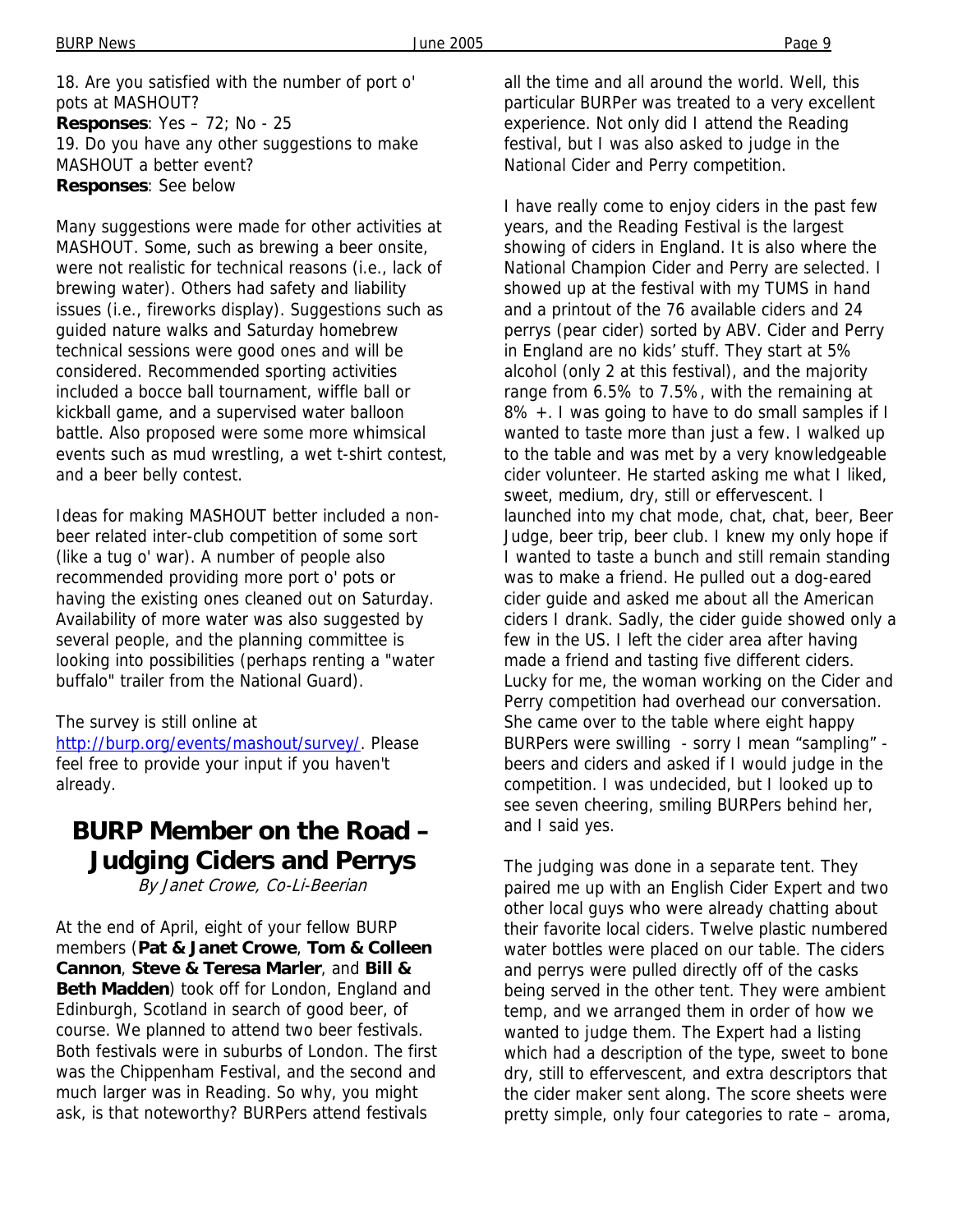18. Are you satisfied with the number of port o' pots at MASHOUT?
**Responses**: Yes – 72; No - 25
19. Do you have any other suggestions to make MASHOUT a better event?
**Responses**: See below

Many suggestions were made for other activities at MASHOUT. Some, such as brewing a beer onsite, were not realistic for technical reasons (i.e., lack of brewing water). Others had safety and liability issues (i.e., fireworks display). Suggestions such as guided nature walks and Saturday homebrew technical sessions were good ones and will be considered. Recommended sporting activities included a bocce ball tournament, wiffle ball or kickball game, and a supervised water balloon battle. Also proposed were some more whimsical events such as mud wrestling, a wet t-shirt contest, and a beer belly contest.

Ideas for making MASHOUT better included a non-beer related inter-club competition of some sort (like a tug o' war). A number of people also recommended providing more port o' pots or having the existing ones cleaned out on Saturday. Availability of more water was also suggested by several people, and the planning committee is looking into possibilities (perhaps renting a "water buffalo" trailer from the National Guard).

The survey is still online at http://burp.org/events/mashout/survey/. Please feel free to provide your input if you haven't already.

# BURP Member on the Road – Judging Ciders and Perrys

*By Janet Crowe, Co-Li-Beerian*

At the end of April, eight of your fellow BURP members (**Pat & Janet Crowe**, **Tom & Colleen Cannon**, **Steve & Teresa Marler**, and **Bill & Beth Madden**) took off for London, England and Edinburgh, Scotland in search of good beer, of course. We planned to attend two beer festivals. Both festivals were in suburbs of London. The first was the Chippenham Festival, and the second and much larger was in Reading. So why, you might ask, is that noteworthy? BURPers attend festivals all the time and all around the world. Well, this particular BURPer was treated to a very excellent experience. Not only did I attend the Reading festival, but I was also asked to judge in the National Cider and Perry competition.

I have really come to enjoy ciders in the past few years, and the Reading Festival is the largest showing of ciders in England. It is also where the National Champion Cider and Perry are selected. I showed up at the festival with my TUMS in hand and a printout of the 76 available ciders and 24 perrys (pear cider) sorted by ABV. Cider and Perry in England are no kids' stuff. They start at 5% alcohol (only 2 at this festival), and the majority range from 6.5% to 7.5%, with the remaining at 8% +. I was going to have to do small samples if I wanted to taste more than just a few. I walked up to the table and was met by a very knowledgeable cider volunteer. He started asking me what I liked, sweet, medium, dry, still or effervescent. I launched into my chat mode, chat, chat, beer, Beer Judge, beer trip, beer club. I knew my only hope if I wanted to taste a bunch and still remain standing was to make a friend. He pulled out a dog-eared cider guide and asked me about all the American ciders I drank. Sadly, the cider guide showed only a few in the US. I left the cider area after having made a friend and tasting five different ciders. Lucky for me, the woman working on the Cider and Perry competition had overhead our conversation. She came over to the table where eight happy BURPers were swilling - sorry I mean "sampling" - beers and ciders and asked if I would judge in the competition. I was undecided, but I looked up to see seven cheering, smiling BURPers behind her, and I said yes.

The judging was done in a separate tent. They paired me up with an English Cider Expert and two other local guys who were already chatting about their favorite local ciders. Twelve plastic numbered water bottles were placed on our table. The ciders and perrys were pulled directly off of the casks being served in the other tent. They were ambient temp, and we arranged them in order of how we wanted to judge them. The Expert had a listing which had a description of the type, sweet to bone dry, still to effervescent, and extra descriptors that the cider maker sent along. The score sheets were pretty simple, only four categories to rate – aroma,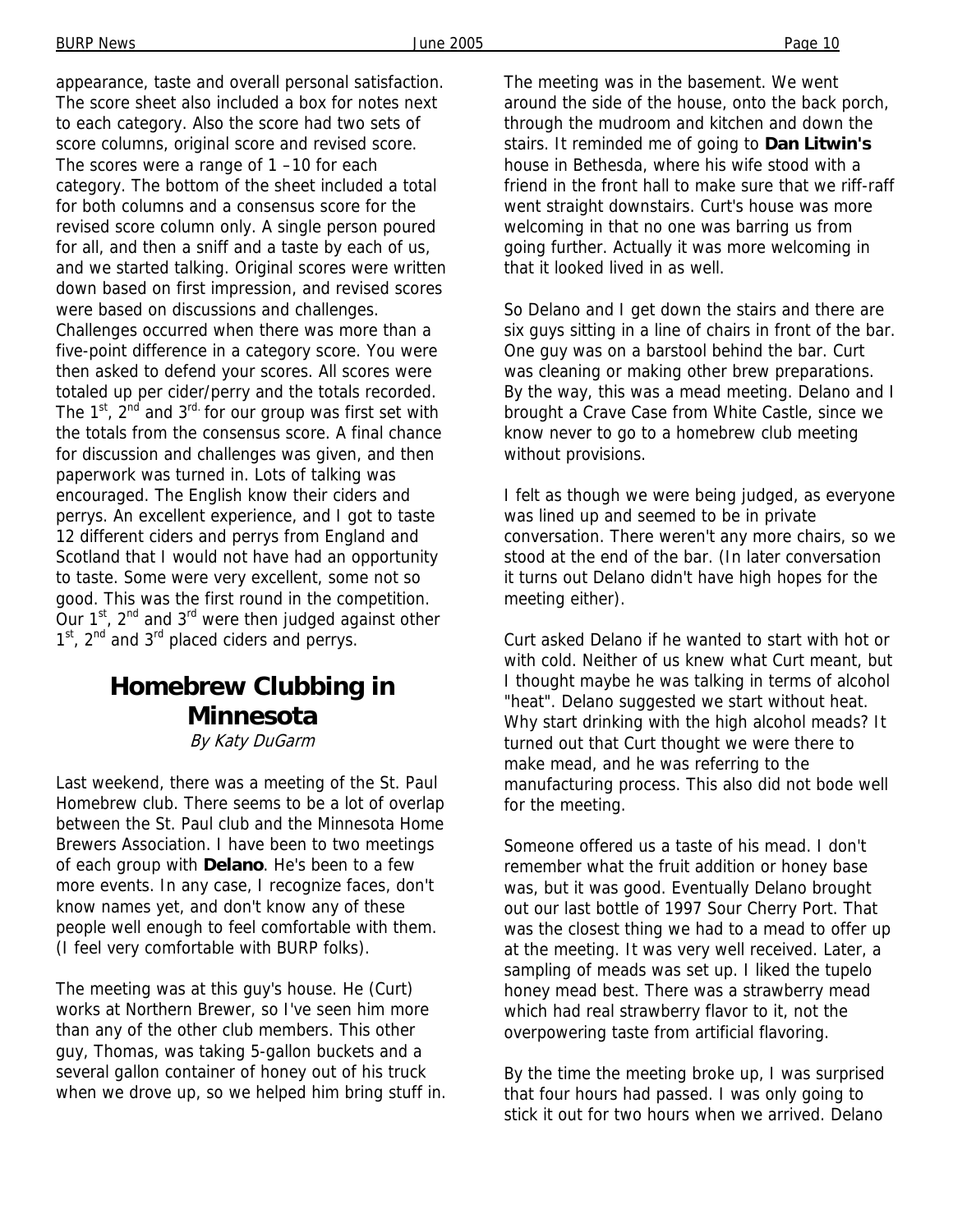appearance, taste and overall personal satisfaction. The score sheet also included a box for notes next to each category. Also the score had two sets of score columns, original score and revised score. The scores were a range of 1 –10 for each category. The bottom of the sheet included a total for both columns and a consensus score for the revised score column only. A single person poured for all, and then a sniff and a taste by each of us, and we started talking. Original scores were written down based on first impression, and revised scores were based on discussions and challenges. Challenges occurred when there was more than a five-point difference in a category score. You were then asked to defend your scores. All scores were totaled up per cider/perry and the totals recorded. The 1st, 2nd and 3rd for our group was first set with the totals from the consensus score. A final chance for discussion and challenges was given, and then paperwork was turned in. Lots of talking was encouraged. The English know their ciders and perrys. An excellent experience, and I got to taste 12 different ciders and perrys from England and Scotland that I would not have had an opportunity to taste. Some were very excellent, some not so good. This was the first round in the competition. Our 1st, 2nd and 3rd were then judged against other 1st, 2nd and 3rd placed ciders and perrys.

## Homebrew Clubbing in Minnesota

*By Katy DuGarm*

Last weekend, there was a meeting of the St. Paul Homebrew club. There seems to be a lot of overlap between the St. Paul club and the Minnesota Home Brewers Association. I have been to two meetings of each group with **Delano**. He's been to a few more events. In any case, I recognize faces, don't know names yet, and don't know any of these people well enough to feel comfortable with them. (I feel very comfortable with BURP folks).

The meeting was at this guy's house. He (Curt) works at Northern Brewer, so I've seen him more than any of the other club members. This other guy, Thomas, was taking 5-gallon buckets and a several gallon container of honey out of his truck when we drove up, so we helped him bring stuff in.

The meeting was in the basement. We went around the side of the house, onto the back porch, through the mudroom and kitchen and down the stairs. It reminded me of going to **Dan Litwin's** house in Bethesda, where his wife stood with a friend in the front hall to make sure that we riff-raff went straight downstairs. Curt's house was more welcoming in that no one was barring us from going further. Actually it was more welcoming in that it looked lived in as well.

So Delano and I get down the stairs and there are six guys sitting in a line of chairs in front of the bar. One guy was on a barstool behind the bar. Curt was cleaning or making other brew preparations. By the way, this was a mead meeting. Delano and I brought a Crave Case from White Castle, since we know never to go to a homebrew club meeting without provisions.

I felt as though we were being judged, as everyone was lined up and seemed to be in private conversation. There weren't any more chairs, so we stood at the end of the bar. (In later conversation it turns out Delano didn't have high hopes for the meeting either).

Curt asked Delano if he wanted to start with hot or with cold. Neither of us knew what Curt meant, but I thought maybe he was talking in terms of alcohol "heat". Delano suggested we start without heat. Why start drinking with the high alcohol meads? It turned out that Curt thought we were there to make mead, and he was referring to the manufacturing process. This also did not bode well for the meeting.

Someone offered us a taste of his mead. I don't remember what the fruit addition or honey base was, but it was good. Eventually Delano brought out our last bottle of 1997 Sour Cherry Port. That was the closest thing we had to a mead to offer up at the meeting. It was very well received. Later, a sampling of meads was set up. I liked the tupelo honey mead best. There was a strawberry mead which had real strawberry flavor to it, not the overpowering taste from artificial flavoring.

By the time the meeting broke up, I was surprised that four hours had passed. I was only going to stick it out for two hours when we arrived. Delano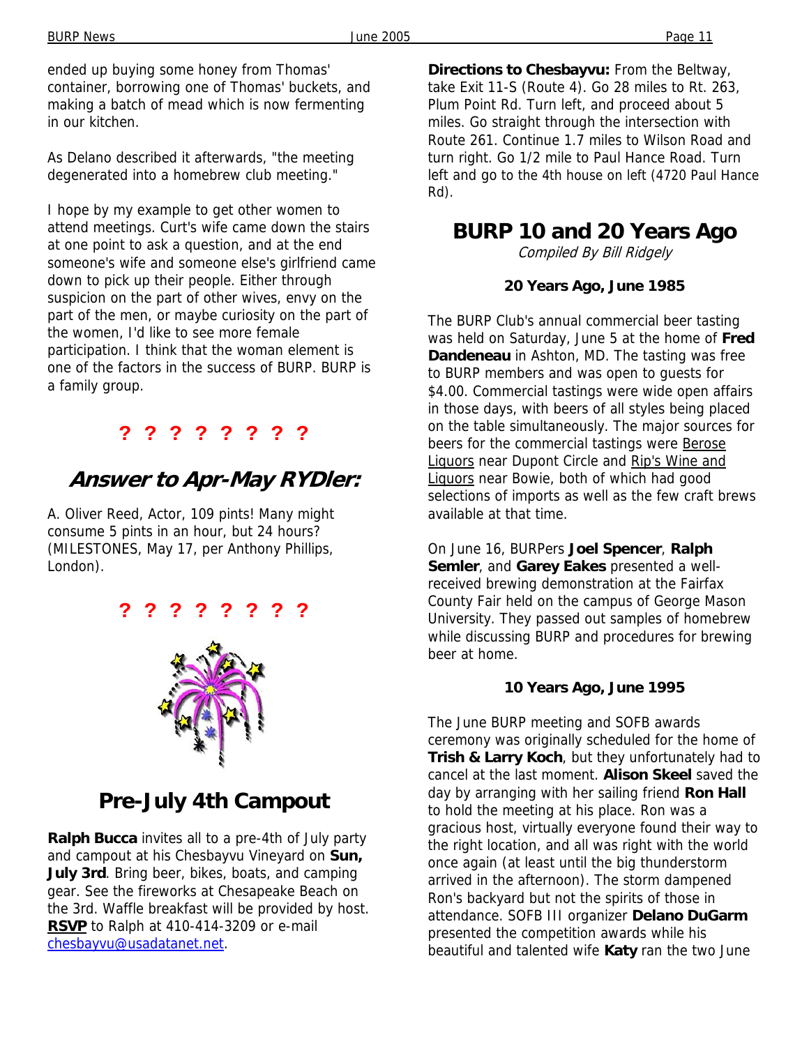ended up buying some honey from Thomas' container, borrowing one of Thomas' buckets, and making a batch of mead which is now fermenting in our kitchen.

As Delano described it afterwards, "the meeting degenerated into a homebrew club meeting."

I hope by my example to get other women to attend meetings. Curt's wife came down the stairs at one point to ask a question, and at the end someone's wife and someone else's girlfriend came down to pick up their people. Either through suspicion on the part of other wives, envy on the part of the men, or maybe curiosity on the part of the women, I'd like to see more female participation. I think that the woman element is one of the factors in the success of BURP. BURP is a family group.

**? ? ? ? ? ? ? ?**

## *Answer to Apr-May RYDler:*

A. Oliver Reed, Actor, 109 pints! Many might consume 5 pints in an hour, but 24 hours? (MILESTONES, May 17, per Anthony Phillips, London).

**? ? ? ? ? ? ? ?**

## Pre-July 4th Campout

**Ralph Bucca** invites all to a pre-4th of July party and campout at his Chesbayvu Vineyard on **Sun, July 3rd**. Bring beer, bikes, boats, and camping gear. See the fireworks at Chesapeake Beach on the 3rd. Waffle breakfast will be provided by host. **RSVP** to Ralph at 410-414-3209 or e-mail chesbayvu@usadatanet.net.

**Directions to Chesbayvu:** From the Beltway, take Exit 11-S (Route 4). Go 28 miles to Rt. 263, Plum Point Rd. Turn left, and proceed about 5 miles. Go straight through the intersection with Route 261. Continue 1.7 miles to Wilson Road and turn right. Go 1/2 mile to Paul Hance Road. Turn left and go to the 4th house on left (4720 Paul Hance Rd).

## BURP 10 and 20 Years Ago

*Compiled By Bill Ridgely*

### 20 Years Ago, June 1985

The BURP Club's annual commercial beer tasting was held on Saturday, June 5 at the home of **Fred Dandeneau** in Ashton, MD. The tasting was free to BURP members and was open to guests for $4.00. Commercial tastings were wide open affairs in those days, with beers of all styles being placed on the table simultaneously. The major sources for beers for the commercial tastings were Berose Liquors near Dupont Circle and Rip's Wine and Liquors near Bowie, both of which had good selections of imports as well as the few craft brews available at that time.

On June 16, BURPers **Joel Spencer**, **Ralph Semler**, and **Garey Eakes** presented a well-received brewing demonstration at the Fairfax County Fair held on the campus of George Mason University. They passed out samples of homebrew while discussing BURP and procedures for brewing beer at home.

### 10 Years Ago, June 1995

The June BURP meeting and SOFB awards ceremony was originally scheduled for the home of **Trish & Larry Koch**, but they unfortunately had to cancel at the last moment. **Alison Skeel** saved the day by arranging with her sailing friend **Ron Hall** to hold the meeting at his place. Ron was a gracious host, virtually everyone found their way to the right location, and all was right with the world once again (at least until the big thunderstorm arrived in the afternoon). The storm dampened Ron's backyard but not the spirits of those in attendance. SOFB III organizer **Delano DuGarm** presented the competition awards while his beautiful and talented wife **Katy** ran the two June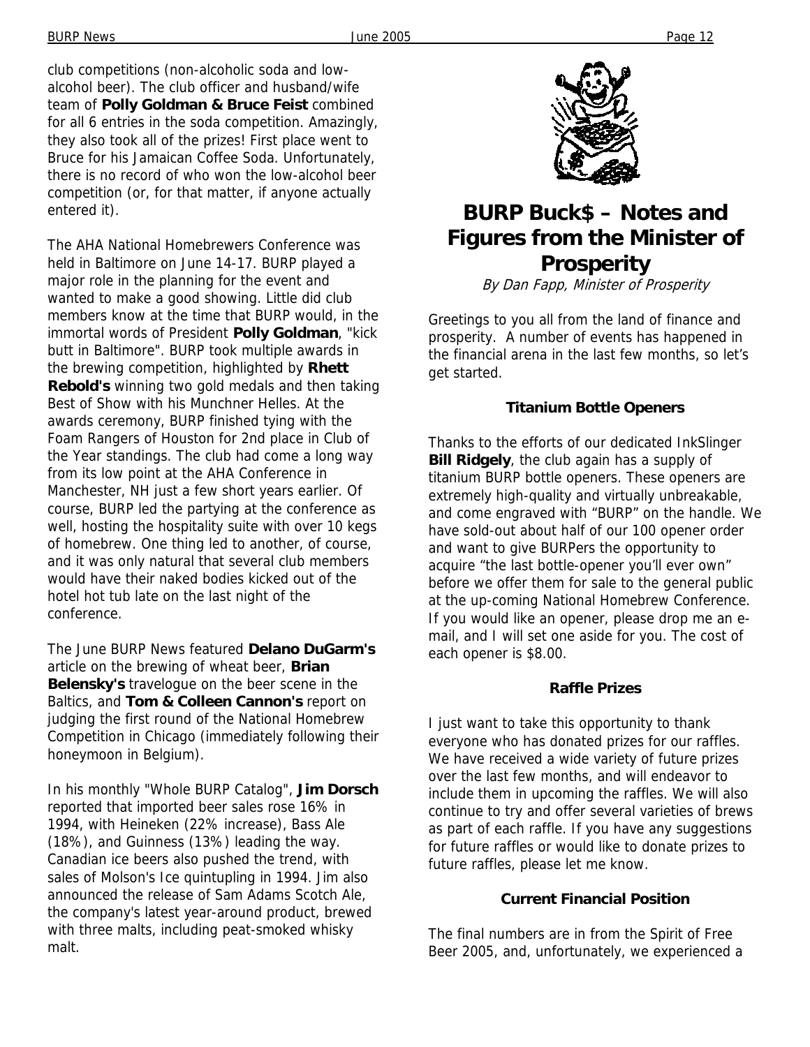club competitions (non-alcoholic soda and low-alcohol beer). The club officer and husband/wife team of **Polly Goldman & Bruce Feist** combined for all 6 entries in the soda competition. Amazingly, they also took all of the prizes! First place went to Bruce for his Jamaican Coffee Soda. Unfortunately, there is no record of who won the low-alcohol beer competition (or, for that matter, if anyone actually entered it).

The AHA National Homebrewers Conference was held in Baltimore on June 14-17. BURP played a major role in the planning for the event and wanted to make a good showing. Little did club members know at the time that BURP would, in the immortal words of President **Polly Goldman**, "kick butt in Baltimore". BURP took multiple awards in the brewing competition, highlighted by **Rhett Rebold's** winning two gold medals and then taking Best of Show with his Munchner Helles. At the awards ceremony, BURP finished tying with the Foam Rangers of Houston for 2nd place in Club of the Year standings. The club had come a long way from its low point at the AHA Conference in Manchester, NH just a few short years earlier. Of course, BURP led the partying at the conference as well, hosting the hospitality suite with over 10 kegs of homebrew. One thing led to another, of course, and it was only natural that several club members would have their naked bodies kicked out of the hotel hot tub late on the last night of the conference.

The June BURP News featured **Delano DuGarm's** article on the brewing of wheat beer, **Brian Belensky's** travelogue on the beer scene in the Baltics, and **Tom & Colleen Cannon's** report on judging the first round of the National Homebrew Competition in Chicago (immediately following their honeymoon in Belgium).

In his monthly "Whole BURP Catalog", **Jim Dorsch** reported that imported beer sales rose 16% in 1994, with Heineken (22% increase), Bass Ale (18%), and Guinness (13%) leading the way. Canadian ice beers also pushed the trend, with sales of Molson's Ice quintupling in 1994. Jim also announced the release of Sam Adams Scotch Ale, the company's latest year-around product, brewed with three malts, including peat-smoked whisky malt.

# BURP Buck$ – Notes and Figures from the Minister of Prosperity

*By Dan Fapp, Minister of Prosperity*

Greetings to you all from the land of finance and prosperity. A number of events has happened in the financial arena in the last few months, so let's get started.

### Titanium Bottle Openers

Thanks to the efforts of our dedicated InkSlinger **Bill Ridgely**, the club again has a supply of titanium BURP bottle openers. These openers are extremely high-quality and virtually unbreakable, and come engraved with "BURP" on the handle. We have sold-out about half of our 100 opener order and want to give BURPers the opportunity to acquire "the last bottle-opener you'll ever own" before we offer them for sale to the general public at the up-coming National Homebrew Conference. If you would like an opener, please drop me an e-mail, and I will set one aside for you. The cost of each opener is $8.00.

### Raffle Prizes

I just want to take this opportunity to thank everyone who has donated prizes for our raffles. We have received a wide variety of future prizes over the last few months, and will endeavor to include them in upcoming the raffles. We will also continue to try and offer several varieties of brews as part of each raffle. If you have any suggestions for future raffles or would like to donate prizes to future raffles, please let me know.

### Current Financial Position

The final numbers are in from the Spirit of Free Beer 2005, and, unfortunately, we experienced a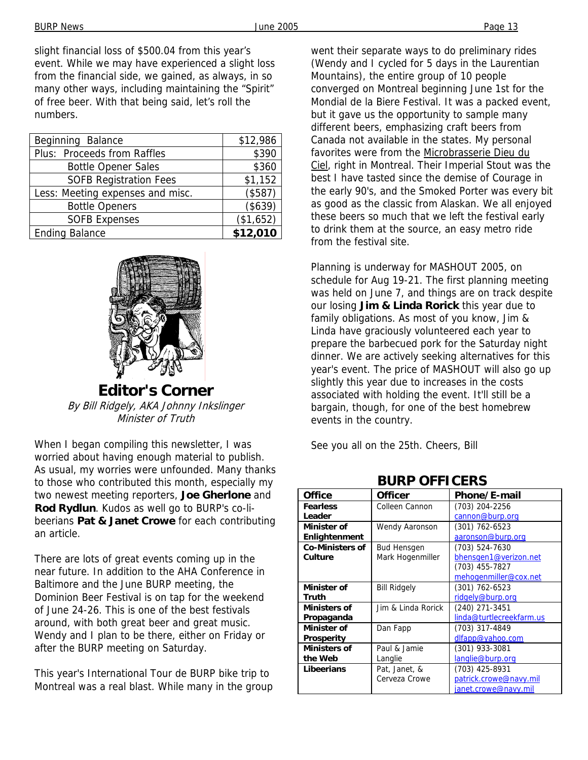slight financial loss of $500.04 from this year's event. While we may have experienced a slight loss from the financial side, we gained, as always, in so many other ways, including maintaining the "Spirit" of free beer. With that being said, let's roll the numbers.

| | |
|---|---|
| Beginning Balance | $12,986 |
| Plus: Proceeds from Raffles | $390 |
| Bottle Opener Sales | $360 |
| SOFB Registration Fees | $1,152 |
| Less: Meeting expenses and misc. | ($587) |
| Bottle Openers | ($639) |
| SOFB Expenses | ($1,652) |
| Ending Balance | **$12,010** |

## Editor's Corner

*By Bill Ridgely, AKA Johnny Inkslinger*
*Minister of Truth*

When I began compiling this newsletter, I was worried about having enough material to publish. As usual, my worries were unfounded. Many thanks to those who contributed this month, especially my two newest meeting reporters, **Joe Gherlone** and **Rod Rydlun**. Kudos as well go to BURP's co-li-beerians **Pat & Janet Crowe** for each contributing an article.

There are lots of great events coming up in the near future. In addition to the AHA Conference in Baltimore and the June BURP meeting, the Dominion Beer Festival is on tap for the weekend of June 24-26. This is one of the best festivals around, with both great beer and great music. Wendy and I plan to be there, either on Friday or after the BURP meeting on Saturday.

This year's International Tour de BURP bike trip to Montreal was a real blast. While many in the group went their separate ways to do preliminary rides (Wendy and I cycled for 5 days in the Laurentian Mountains), the entire group of 10 people converged on Montreal beginning June 1st for the Mondial de la Biere Festival. It was a packed event, but it gave us the opportunity to sample many different beers, emphasizing craft beers from Canada not available in the states. My personal favorites were from the Microbrasserie Dieu du Ciel, right in Montreal. Their Imperial Stout was the best I have tasted since the demise of Courage in the early 90's, and the Smoked Porter was every bit as good as the classic from Alaskan. We all enjoyed these beers so much that we left the festival early to drink them at the source, an easy metro ride from the festival site.

Planning is underway for MASHOUT 2005, on schedule for Aug 19-21. The first planning meeting was held on June 7, and things are on track despite our losing **Jim & Linda Rorick** this year due to family obligations. As most of you know, Jim & Linda have graciously volunteered each year to prepare the barbecued pork for the Saturday night dinner. We are actively seeking alternatives for this year's event. The price of MASHOUT will also go up slightly this year due to increases in the costs associated with holding the event. It'll still be a bargain, though, for one of the best homebrew events in the country.

See you all on the 25th. Cheers, Bill

## BURP OFFICERS

| Office | Officer | Phone/E-mail |
|---|---|---|
| **Fearless Leader** | Colleen Cannon | (703) 204-2256<br>cannon@burp.org |
| **Minister of Enlightenment** | Wendy Aaronson | (301) 762-6523<br>aaronson@burp.org |
| **Co-Ministers of Culture** | Bud Hensgen<br>Mark Hogenmiller | (703) 524-7630<br>bhensgen1@verizon.net<br>(703) 455-7827<br>mehogenmiller@cox.net |
| **Minister of Truth** | Bill Ridgely | (301) 762-6523<br>ridgely@burp.org |
| **Ministers of Propaganda** | Jim & Linda Rorick | (240) 271-3451<br>linda@turtlecreekfarm.us |
| **Minister of Prosperity** | Dan Fapp | (703) 317-4849<br>dlfapp@yahoo.com |
| **Ministers of the Web** | Paul & Jamie Langlie | (301) 933-3081<br>langlie@burp.org |
| **Libeerians** | Pat, Janet, & Cerveza Crowe | (703) 425-8931<br>patrick.crowe@navy.mil<br>janet.crowe@navy.mil |